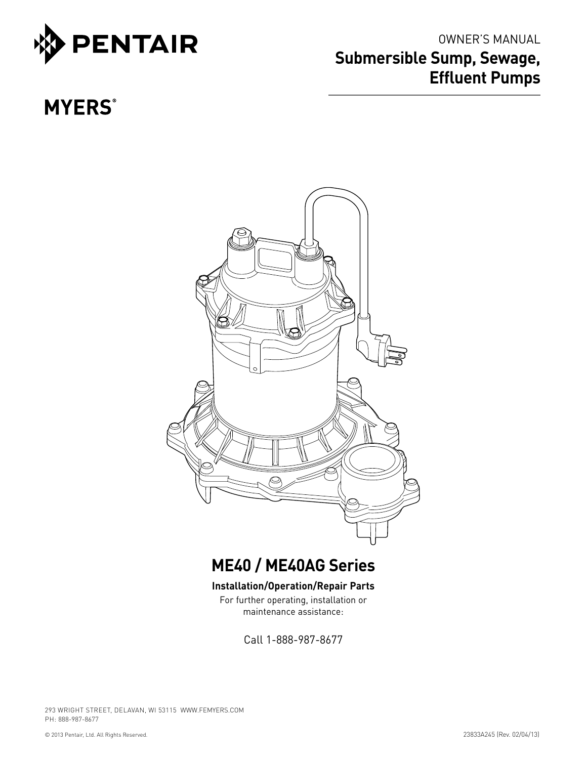PENTAIR

OWNER'S MANUAL

# Submersible Sump, Sewage, Effluent Pumps

MYERS®

## ME40 / ME40AG Series

**Installation/Operation/Repair Parts**

For further operating, installation or maintenance assistance:

Call 1-888-987-8677

293 WRIGHT STREET, DELAVAN, WI 53115 WWW.FEMYERS.COM
PH: 888-987-8677

© 2013 Pentair, Ltd. All Rights Reserved.

23833A245 (Rev. 02/04/13)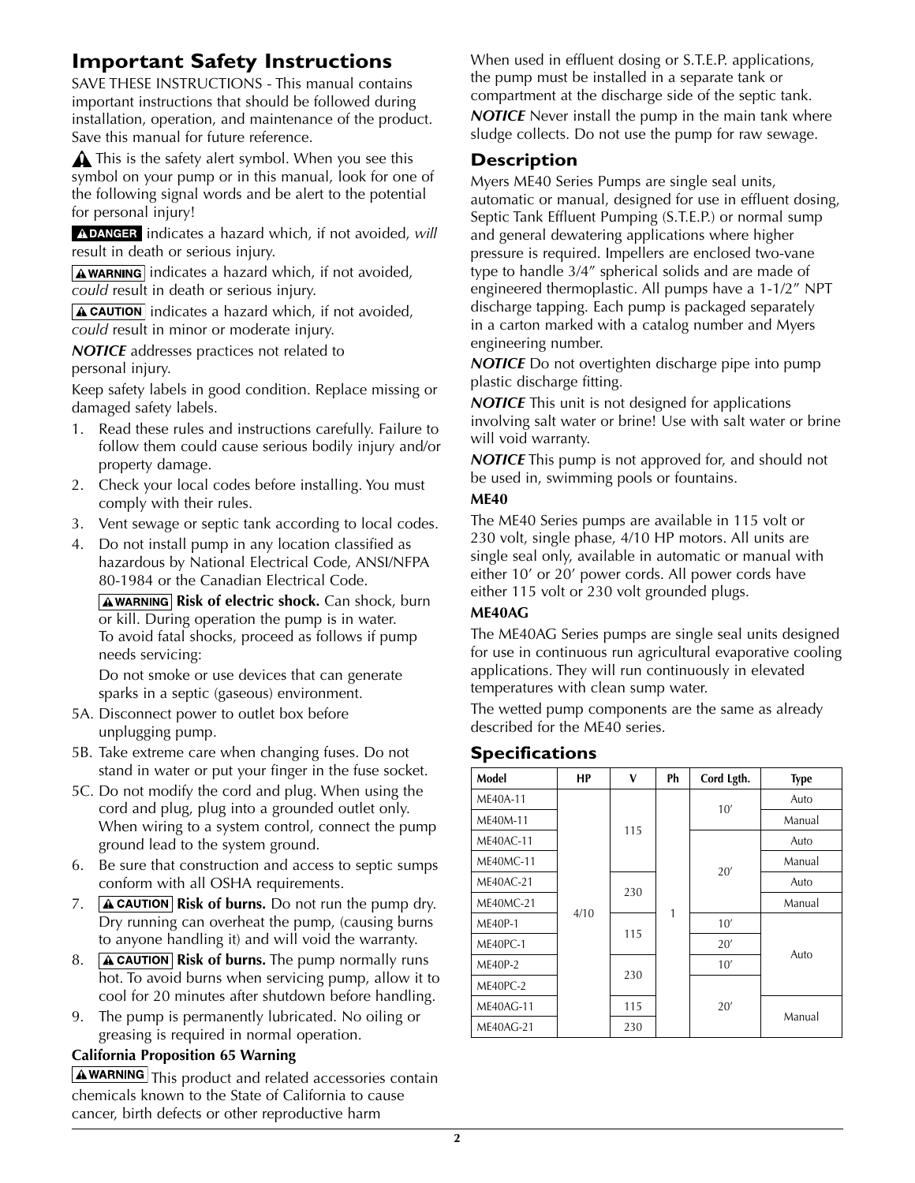## Important Safety Instructions

SAVE THESE INSTRUCTIONS - This manual contains important instructions that should be followed during installation, operation, and maintenance of the product. Save this manual for future reference.

⚠ This is the safety alert symbol. When you see this symbol on your pump or in this manual, look for one of the following signal words and be alert to the potential for personal injury!

**⚠ DANGER** indicates a hazard which, if not avoided, *will* result in death or serious injury.

**⚠ WARNING** indicates a hazard which, if not avoided, *could* result in death or serious injury.

**⚠ CAUTION** indicates a hazard which, if not avoided, *could* result in minor or moderate injury.

***NOTICE*** addresses practices not related to personal injury.

Keep safety labels in good condition. Replace missing or damaged safety labels.

1. Read these rules and instructions carefully. Failure to follow them could cause serious bodily injury and/or property damage.
2. Check your local codes before installing. You must comply with their rules.
3. Vent sewage or septic tank according to local codes.
4. Do not install pump in any location classified as hazardous by National Electrical Code, ANSI/NFPA 80-1984 or the Canadian Electrical Code.

   **⚠ WARNING** **Risk of electric shock.** Can shock, burn or kill. During operation the pump is in water. To avoid fatal shocks, proceed as follows if pump needs servicing:

   Do not smoke or use devices that can generate sparks in a septic (gaseous) environment.

5A. Disconnect power to outlet box before unplugging pump.

5B. Take extreme care when changing fuses. Do not stand in water or put your finger in the fuse socket.

5C. Do not modify the cord and plug. When using the cord and plug, plug into a grounded outlet only. When wiring to a system control, connect the pump ground lead to the system ground.

6. Be sure that construction and access to septic sumps conform with all OSHA requirements.
7. **⚠ CAUTION** **Risk of burns.** Do not run the pump dry. Dry running can overheat the pump, (causing burns to anyone handling it) and will void the warranty.
8. **⚠ CAUTION** **Risk of burns.** The pump normally runs hot. To avoid burns when servicing pump, allow it to cool for 20 minutes after shutdown before handling.
9. The pump is permanently lubricated. No oiling or greasing is required in normal operation.

**California Proposition 65 Warning**

**⚠ WARNING** This product and related accessories contain chemicals known to the State of California to cause cancer, birth defects or other reproductive harm

When used in effluent dosing or S.T.E.P. applications, the pump must be installed in a separate tank or compartment at the discharge side of the septic tank.

***NOTICE*** Never install the pump in the main tank where sludge collects. Do not use the pump for raw sewage.

### Description

Myers ME40 Series Pumps are single seal units, automatic or manual, designed for use in effluent dosing, Septic Tank Effluent Pumping (S.T.E.P.) or normal sump and general dewatering applications where higher pressure is required. Impellers are enclosed two-vane type to handle 3/4" spherical solids and are made of engineered thermoplastic. All pumps have a 1-1/2" NPT discharge tapping. Each pump is packaged separately in a carton marked with a catalog number and Myers engineering number.

***NOTICE*** Do not overtighten discharge pipe into pump plastic discharge fitting.

***NOTICE*** This unit is not designed for applications involving salt water or brine! Use with salt water or brine will void warranty.

***NOTICE*** This pump is not approved for, and should not be used in, swimming pools or fountains.

**ME40**

The ME40 Series pumps are available in 115 volt or 230 volt, single phase, 4/10 HP motors. All units are single seal only, available in automatic or manual with either 10' or 20' power cords. All power cords have either 115 volt or 230 volt grounded plugs.

**ME40AG**

The ME40AG Series pumps are single seal units designed for use in continuous run agricultural evaporative cooling applications. They will run continuously in elevated temperatures with clean sump water.

The wetted pump components are the same as already described for the ME40 series.

### Specifications

| Model | HP | V | Ph | Cord Lgth. | Type |
|---|---|---|---|---|---|
| ME40A-11 | 4/10 | 115 | 1 | 10' | Auto |
| ME40M-11 | 4/10 | 115 | 1 | 10' | Manual |
| ME40AC-11 | 4/10 | 115 | 1 | 20' | Auto |
| ME40MC-11 | 4/10 | 115 | 1 | 20' | Manual |
| ME40AC-21 | 4/10 | 230 | 1 | 20' | Auto |
| ME40MC-21 | 4/10 | 230 | 1 | 20' | Manual |
| ME40P-1 | 4/10 | 115 | 1 | 10' | Auto |
| ME40PC-1 | 4/10 | 115 | 1 | 20' | Auto |
| ME40P-2 | 4/10 | 230 | 1 | 10' | Auto |
| ME40PC-2 | 4/10 | 230 | 1 | 20' | Auto |
| ME40AG-11 | 4/10 | 115 | 1 | 20' | Manual |
| ME40AG-21 | 4/10 | 230 | 1 | 20' | Manual |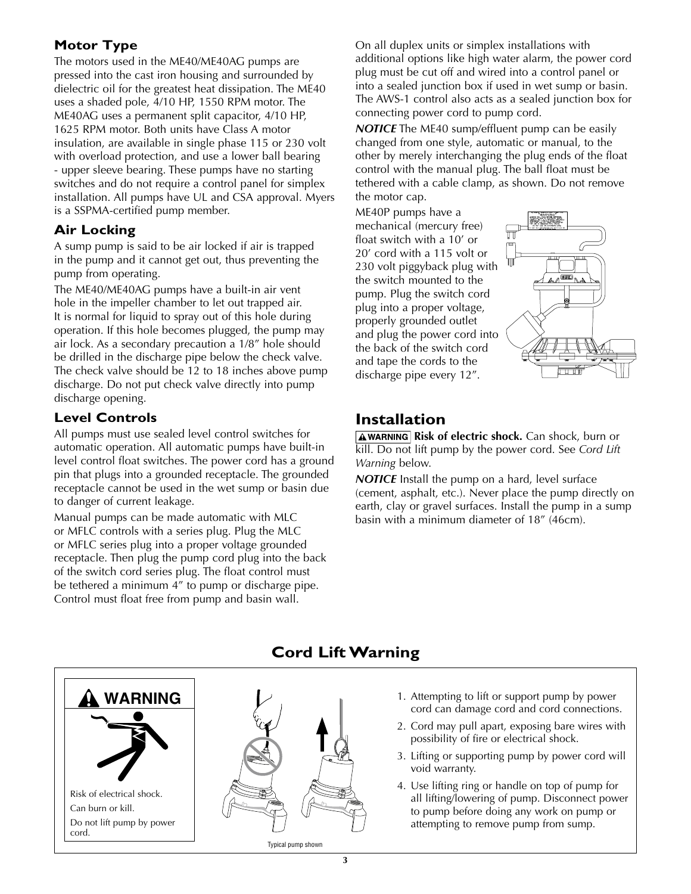### Motor Type

The motors used in the ME40/ME40AG pumps are pressed into the cast iron housing and surrounded by dielectric oil for the greatest heat dissipation. The ME40 uses a shaded pole, 4/10 HP, 1550 RPM motor. The ME40AG uses a permanent split capacitor, 4/10 HP, 1625 RPM motor. Both units have Class A motor insulation, are available in single phase 115 or 230 volt with overload protection, and use a lower ball bearing - upper sleeve bearing. These pumps have no starting switches and do not require a control panel for simplex installation. All pumps have UL and CSA approval. Myers is a SSPMA-certified pump member.

### Air Locking

A sump pump is said to be air locked if air is trapped in the pump and it cannot get out, thus preventing the pump from operating.

The ME40/ME40AG pumps have a built-in air vent hole in the impeller chamber to let out trapped air. It is normal for liquid to spray out of this hole during operation. If this hole becomes plugged, the pump may air lock. As a secondary precaution a 1/8" hole should be drilled in the discharge pipe below the check valve. The check valve should be 12 to 18 inches above pump discharge. Do not put check valve directly into pump discharge opening.

### Level Controls

All pumps must use sealed level control switches for automatic operation. All automatic pumps have built-in level control float switches. The power cord has a ground pin that plugs into a grounded receptacle. The grounded receptacle cannot be used in the wet sump or basin due to danger of current leakage.

Manual pumps can be made automatic with MLC or MFLC controls with a series plug. Plug the MLC or MFLC series plug into a proper voltage grounded receptacle. Then plug the pump cord plug into the back of the switch cord series plug. The float control must be tethered a minimum 4" to pump or discharge pipe. Control must float free from pump and basin wall.

On all duplex units or simplex installations with additional options like high water alarm, the power cord plug must be cut off and wired into a control panel or into a sealed junction box if used in wet sump or basin. The AWS-1 control also acts as a sealed junction box for connecting power cord to pump cord.

***NOTICE*** The ME40 sump/effluent pump can be easily changed from one style, automatic or manual, to the other by merely interchanging the plug ends of the float control with the manual plug. The ball float must be tethered with a cable clamp, as shown. Do not remove the motor cap.

ME40P pumps have a mechanical (mercury free) float switch with a 10' or 20' cord with a 115 volt or 230 volt piggyback plug with the switch mounted to the pump. Plug the switch cord plug into a proper voltage, properly grounded outlet and plug the power cord into the back of the switch cord and tape the cords to the discharge pipe every 12".

## Installation

**WARNING** **Risk of electric shock.** Can shock, burn or kill. Do not lift pump by the power cord. See *Cord Lift Warning* below.

***NOTICE*** Install the pump on a hard, level surface (cement, asphalt, etc.). Never place the pump directly on earth, clay or gravel surfaces. Install the pump in a sump basin with a minimum diameter of 18" (46cm).

## Cord Lift Warning

**WARNING**

Risk of electrical shock.

Can burn or kill.

Do not lift pump by power cord.

Typical pump shown

1. Attempting to lift or support pump by power cord can damage cord and cord connections.
2. Cord may pull apart, exposing bare wires with possibility of fire or electrical shock.
3. Lifting or supporting pump by power cord will void warranty.
4. Use lifting ring or handle on top of pump for all lifting/lowering of pump. Disconnect power to pump before doing any work on pump or attempting to remove pump from sump.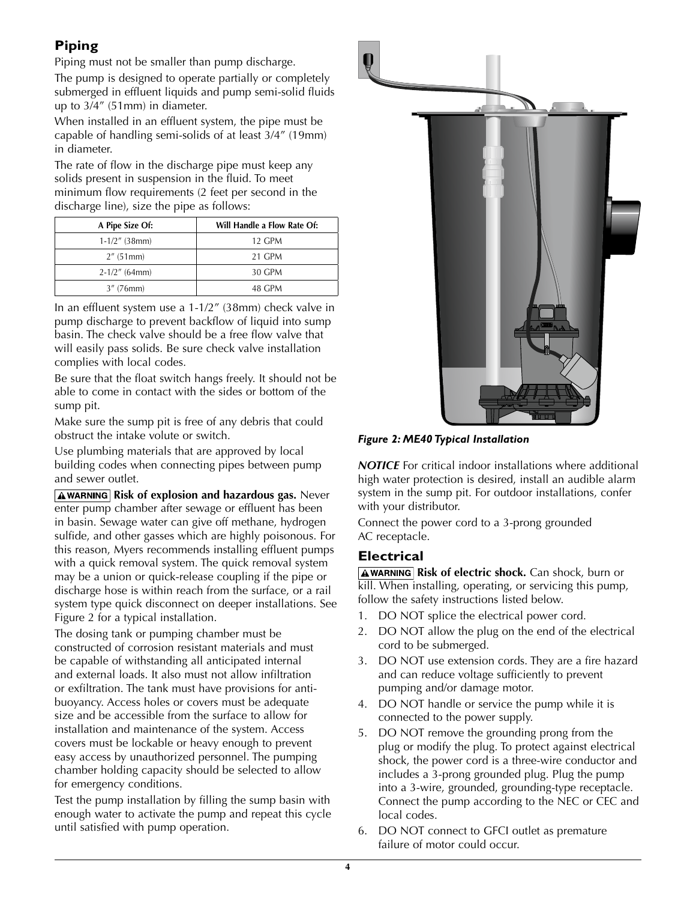## Piping

Piping must not be smaller than pump discharge.

The pump is designed to operate partially or completely submerged in effluent liquids and pump semi-solid fluids up to 3/4″ (51mm) in diameter.

When installed in an effluent system, the pipe must be capable of handling semi-solids of at least 3/4″ (19mm) in diameter.

The rate of flow in the discharge pipe must keep any solids present in suspension in the fluid. To meet minimum flow requirements (2 feet per second in the discharge line), size the pipe as follows:

| A Pipe Size Of: | Will Handle a Flow Rate Of: |
|---|---|
| 1-1/2″ (38mm) | 12 GPM |
| 2″ (51mm) | 21 GPM |
| 2-1/2″ (64mm) | 30 GPM |
| 3″ (76mm) | 48 GPM |

In an effluent system use a 1-1/2″ (38mm) check valve in pump discharge to prevent backflow of liquid into sump basin. The check valve should be a free flow valve that will easily pass solids. Be sure check valve installation complies with local codes.

Be sure that the float switch hangs freely. It should not be able to come in contact with the sides or bottom of the sump pit.

Make sure the sump pit is free of any debris that could obstruct the intake volute or switch.

Use plumbing materials that are approved by local building codes when connecting pipes between pump and sewer outlet.

**⚠WARNING Risk of explosion and hazardous gas.** Never enter pump chamber after sewage or effluent has been in basin. Sewage water can give off methane, hydrogen sulfide, and other gasses which are highly poisonous. For this reason, Myers recommends installing effluent pumps with a quick removal system. The quick removal system may be a union or quick-release coupling if the pipe or discharge hose is within reach from the surface, or a rail system type quick disconnect on deeper installations. See Figure 2 for a typical installation.

The dosing tank or pumping chamber must be constructed of corrosion resistant materials and must be capable of withstanding all anticipated internal and external loads. It also must not allow infiltration or exfiltration. The tank must have provisions for anti-buoyancy. Access holes or covers must be adequate size and be accessible from the surface to allow for installation and maintenance of the system. Access covers must be lockable or heavy enough to prevent easy access by unauthorized personnel. The pumping chamber holding capacity should be selected to allow for emergency conditions.

Test the pump installation by filling the sump basin with enough water to activate the pump and repeat this cycle until satisfied with pump operation.

***Figure 2: ME40 Typical Installation***

***NOTICE*** For critical indoor installations where additional high water protection is desired, install an audible alarm system in the sump pit. For outdoor installations, confer with your distributor.

Connect the power cord to a 3-prong grounded AC receptacle.

## Electrical

**⚠WARNING Risk of electric shock.** Can shock, burn or kill. When installing, operating, or servicing this pump, follow the safety instructions listed below.

1. DO NOT splice the electrical power cord.
2. DO NOT allow the plug on the end of the electrical cord to be submerged.
3. DO NOT use extension cords. They are a fire hazard and can reduce voltage sufficiently to prevent pumping and/or damage motor.
4. DO NOT handle or service the pump while it is connected to the power supply.
5. DO NOT remove the grounding prong from the plug or modify the plug. To protect against electrical shock, the power cord is a three-wire conductor and includes a 3-prong grounded plug. Plug the pump into a 3-wire, grounded, grounding-type receptacle. Connect the pump according to the NEC or CEC and local codes.
6. DO NOT connect to GFCI outlet as premature failure of motor could occur.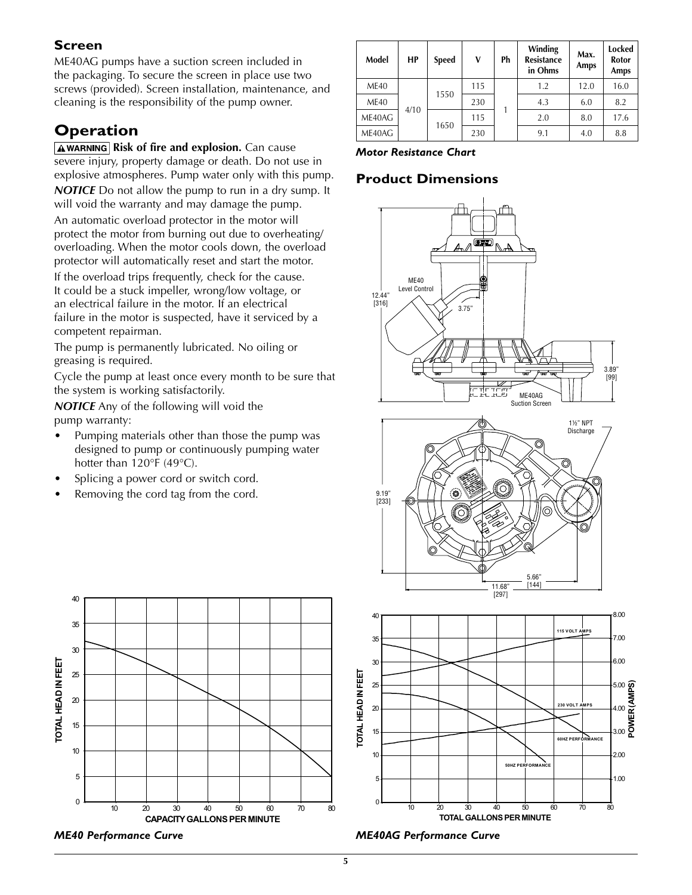## Screen

ME40AG pumps have a suction screen included in the packaging. To secure the screen in place use two screws (provided). Screen installation, maintenance, and cleaning is the responsibility of the pump owner.

# Operation

**⚠WARNING Risk of fire and explosion.** Can cause severe injury, property damage or death. Do not use in explosive atmospheres. Pump water only with this pump.

***NOTICE*** Do not allow the pump to run in a dry sump. It will void the warranty and may damage the pump.

An automatic overload protector in the motor will protect the motor from burning out due to overheating/ overloading. When the motor cools down, the overload protector will automatically reset and start the motor.

If the overload trips frequently, check for the cause. It could be a stuck impeller, wrong/low voltage, or an electrical failure in the motor. If an electrical failure in the motor is suspected, have it serviced by a competent repairman.

The pump is permanently lubricated. No oiling or greasing is required.

Cycle the pump at least once every month to be sure that the system is working satisfactorily.

***NOTICE*** Any of the following will void the pump warranty:

- Pumping materials other than those the pump was designed to pump or continuously pumping water hotter than 120°F (49°C).
- Splicing a power cord or switch cord.
- Removing the cord tag from the cord.

| Model | HP | Speed | V | Ph | Winding Resistance in Ohms | Max. Amps | Locked Rotor Amps |
|---|---|---|---|---|---|---|---|
| ME40 | 4/10 | 1550 | 115 | 1 | 1.2 | 12.0 | 16.0 |
| ME40 | | | 230 | | 4.3 | 6.0 | 8.2 |
| ME40AG | | 1650 | 115 | | 2.0 | 8.0 | 17.6 |
| ME40AG | | | 230 | | 9.1 | 4.0 | 8.8 |

***Motor Resistance Chart***

## Product Dimensions

ME40 Level Control
12.44" [316]
3.75"
3.89" [99]
ME40AG Suction Screen
1½" NPT Discharge
9.19" [233]
5.66" [144]
11.68" [297]

***ME40 Performance Curve***

***ME40AG Performance Curve***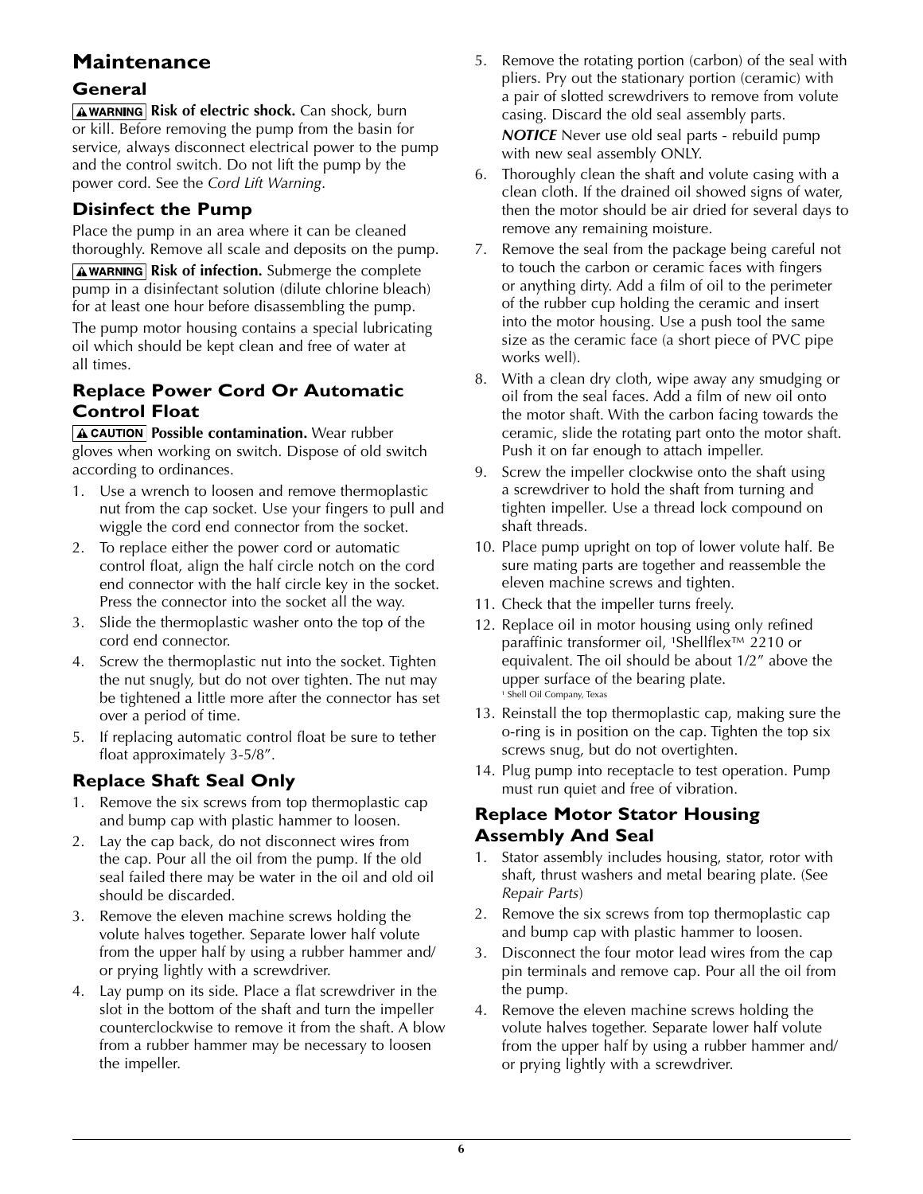# Maintenance

## General

**⚠WARNING Risk of electric shock.** Can shock, burn or kill. Before removing the pump from the basin for service, always disconnect electrical power to the pump and the control switch. Do not lift the pump by the power cord. See the *Cord Lift Warning*.

## Disinfect the Pump

Place the pump in an area where it can be cleaned thoroughly. Remove all scale and deposits on the pump.

**⚠WARNING Risk of infection.** Submerge the complete pump in a disinfectant solution (dilute chlorine bleach) for at least one hour before disassembling the pump.

The pump motor housing contains a special lubricating oil which should be kept clean and free of water at all times.

## Replace Power Cord Or Automatic Control Float

**⚠CAUTION Possible contamination.** Wear rubber gloves when working on switch. Dispose of old switch according to ordinances.

1. Use a wrench to loosen and remove thermoplastic nut from the cap socket. Use your fingers to pull and wiggle the cord end connector from the socket.
2. To replace either the power cord or automatic control float, align the half circle notch on the cord end connector with the half circle key in the socket. Press the connector into the socket all the way.
3. Slide the thermoplastic washer onto the top of the cord end connector.
4. Screw the thermoplastic nut into the socket. Tighten the nut snugly, but do not over tighten. The nut may be tightened a little more after the connector has set over a period of time.
5. If replacing automatic control float be sure to tether float approximately 3-5/8".

## Replace Shaft Seal Only

1. Remove the six screws from top thermoplastic cap and bump cap with plastic hammer to loosen.
2. Lay the cap back, do not disconnect wires from the cap. Pour all the oil from the pump. If the old seal failed there may be water in the oil and old oil should be discarded.
3. Remove the eleven machine screws holding the volute halves together. Separate lower half volute from the upper half by using a rubber hammer and/or prying lightly with a screwdriver.
4. Lay pump on its side. Place a flat screwdriver in the slot in the bottom of the shaft and turn the impeller counterclockwise to remove it from the shaft. A blow from a rubber hammer may be necessary to loosen the impeller.
5. Remove the rotating portion (carbon) of the seal with pliers. Pry out the stationary portion (ceramic) with a pair of slotted screwdrivers to remove from volute casing. Discard the old seal assembly parts.

   ***NOTICE*** Never use old seal parts - rebuild pump with new seal assembly ONLY.
6. Thoroughly clean the shaft and volute casing with a clean cloth. If the drained oil showed signs of water, then the motor should be air dried for several days to remove any remaining moisture.
7. Remove the seal from the package being careful not to touch the carbon or ceramic faces with fingers or anything dirty. Add a film of oil to the perimeter of the rubber cup holding the ceramic and insert into the motor housing. Use a push tool the same size as the ceramic face (a short piece of PVC pipe works well).
8. With a clean dry cloth, wipe away any smudging or oil from the seal faces. Add a film of new oil onto the motor shaft. With the carbon facing towards the ceramic, slide the rotating part onto the motor shaft. Push it on far enough to attach impeller.
9. Screw the impeller clockwise onto the shaft using a screwdriver to hold the shaft from turning and tighten impeller. Use a thread lock compound on shaft threads.
10. Place pump upright on top of lower volute half. Be sure mating parts are together and reassemble the eleven machine screws and tighten.
11. Check that the impeller turns freely.
12. Replace oil in motor housing using only refined paraffinic transformer oil, [1]Shellflex™ 2210 or equivalent. The oil should be about 1/2" above the upper surface of the bearing plate.

   [1] Shell Oil Company, Texas
13. Reinstall the top thermoplastic cap, making sure the o-ring is in position on the cap. Tighten the top six screws snug, but do not overtighten.
14. Plug pump into receptacle to test operation. Pump must run quiet and free of vibration.

## Replace Motor Stator Housing Assembly And Seal

1. Stator assembly includes housing, stator, rotor with shaft, thrust washers and metal bearing plate. (See *Repair Parts*)
2. Remove the six screws from top thermoplastic cap and bump cap with plastic hammer to loosen.
3. Disconnect the four motor lead wires from the cap pin terminals and remove cap. Pour all the oil from the pump.
4. Remove the eleven machine screws holding the volute halves together. Separate lower half volute from the upper half by using a rubber hammer and/or prying lightly with a screwdriver.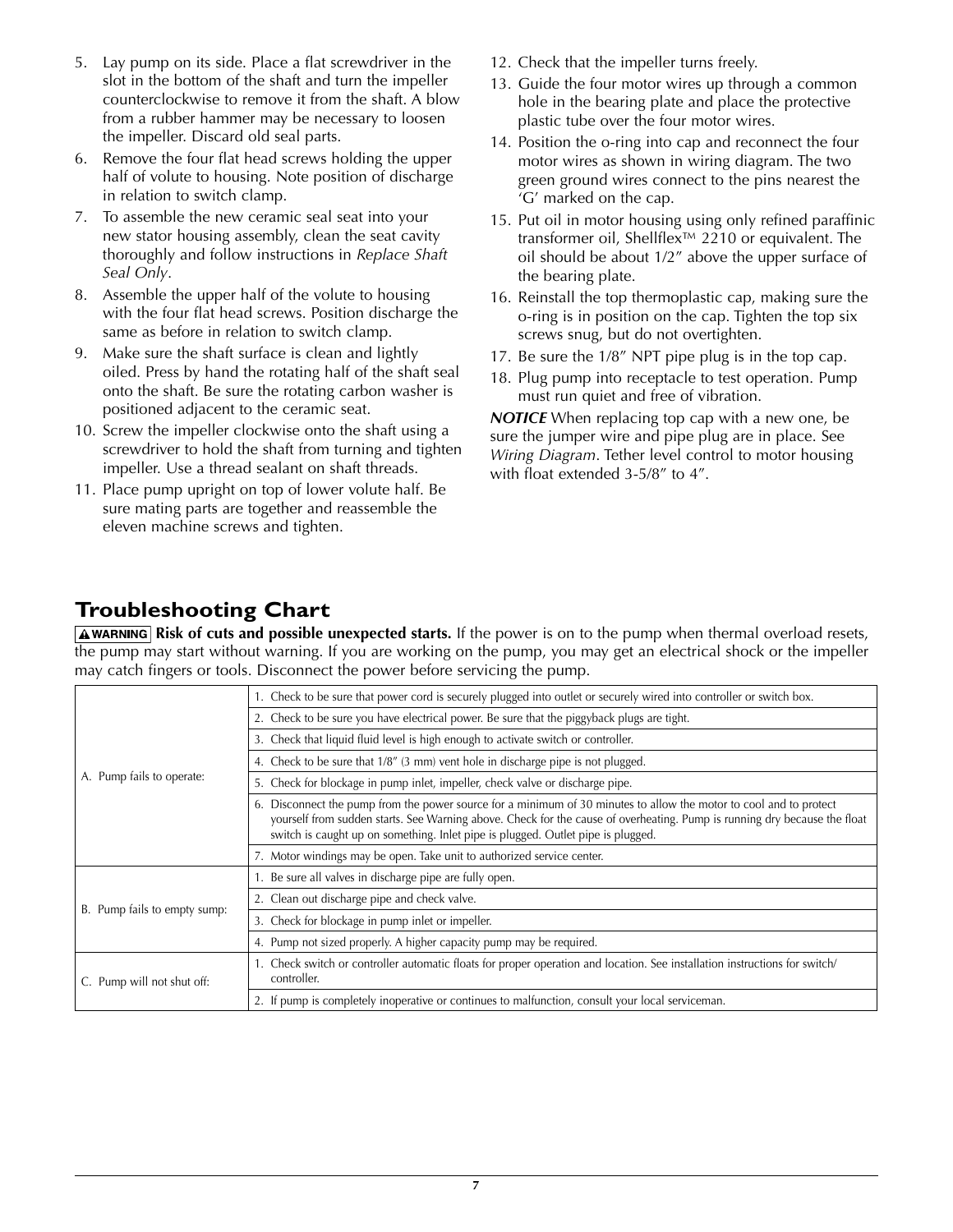5. Lay pump on its side. Place a flat screwdriver in the slot in the bottom of the shaft and turn the impeller counterclockwise to remove it from the shaft. A blow from a rubber hammer may be necessary to loosen the impeller. Discard old seal parts.
6. Remove the four flat head screws holding the upper half of volute to housing. Note position of discharge in relation to switch clamp.
7. To assemble the new ceramic seal seat into your new stator housing assembly, clean the seat cavity thoroughly and follow instructions in *Replace Shaft Seal Only*.
8. Assemble the upper half of the volute to housing with the four flat head screws. Position discharge the same as before in relation to switch clamp.
9. Make sure the shaft surface is clean and lightly oiled. Press by hand the rotating half of the shaft seal onto the shaft. Be sure the rotating carbon washer is positioned adjacent to the ceramic seat.
10. Screw the impeller clockwise onto the shaft using a screwdriver to hold the shaft from turning and tighten impeller. Use a thread sealant on shaft threads.
11. Place pump upright on top of lower volute half. Be sure mating parts are together and reassemble the eleven machine screws and tighten.
12. Check that the impeller turns freely.
13. Guide the four motor wires up through a common hole in the bearing plate and place the protective plastic tube over the four motor wires.
14. Position the o-ring into cap and reconnect the four motor wires as shown in wiring diagram. The two green ground wires connect to the pins nearest the 'G' marked on the cap.
15. Put oil in motor housing using only refined paraffinic transformer oil, Shellflex™ 2210 or equivalent. The oil should be about 1/2" above the upper surface of the bearing plate.
16. Reinstall the top thermoplastic cap, making sure the o-ring is in position on the cap. Tighten the top six screws snug, but do not overtighten.
17. Be sure the 1/8" NPT pipe plug is in the top cap.
18. Plug pump into receptacle to test operation. Pump must run quiet and free of vibration.

***NOTICE*** When replacing top cap with a new one, be sure the jumper wire and pipe plug are in place. See *Wiring Diagram*. Tether level control to motor housing with float extended 3-5/8" to 4".

## Troubleshooting Chart

**⚠WARNING Risk of cuts and possible unexpected starts.** If the power is on to the pump when thermal overload resets, the pump may start without warning. If you are working on the pump, you may get an electrical shock or the impeller may catch fingers or tools. Disconnect the power before servicing the pump.

| | |
|---|---|
| A. Pump fails to operate: | 1. Check to be sure that power cord is securely plugged into outlet or securely wired into controller or switch box. |
| | 2. Check to be sure you have electrical power. Be sure that the piggyback plugs are tight. |
| | 3. Check that liquid fluid level is high enough to activate switch or controller. |
| | 4. Check to be sure that 1/8" (3 mm) vent hole in discharge pipe is not plugged. |
| | 5. Check for blockage in pump inlet, impeller, check valve or discharge pipe. |
| | 6. Disconnect the pump from the power source for a minimum of 30 minutes to allow the motor to cool and to protect yourself from sudden starts. See Warning above. Check for the cause of overheating. Pump is running dry because the float switch is caught up on something. Inlet pipe is plugged. Outlet pipe is plugged. |
| | 7. Motor windings may be open. Take unit to authorized service center. |
| B. Pump fails to empty sump: | 1. Be sure all valves in discharge pipe are fully open. |
| | 2. Clean out discharge pipe and check valve. |
| | 3. Check for blockage in pump inlet or impeller. |
| | 4. Pump not sized properly. A higher capacity pump may be required. |
| C. Pump will not shut off: | 1. Check switch or controller automatic floats for proper operation and location. See installation instructions for switch/controller. |
| | 2. If pump is completely inoperative or continues to malfunction, consult your local serviceman. |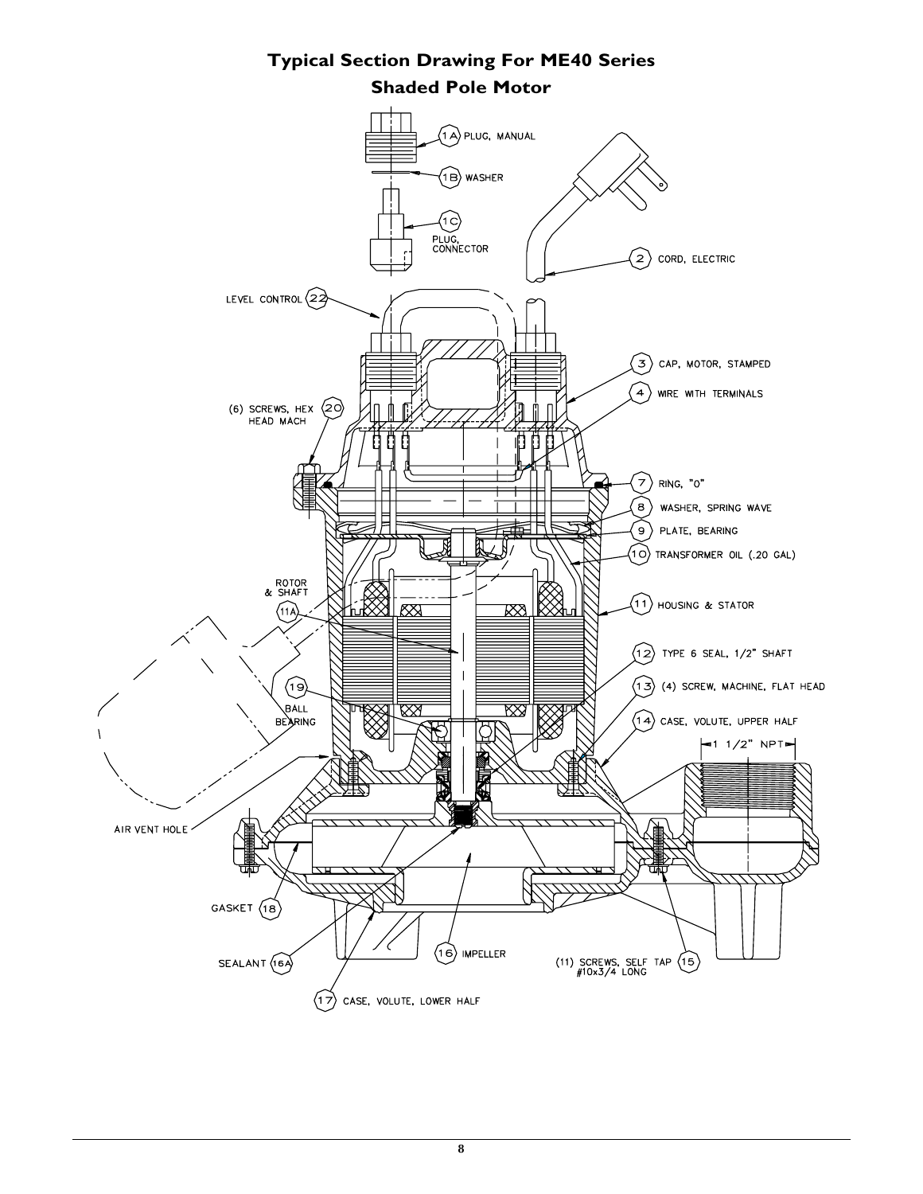# Typical Section Drawing For ME40 Series
## Shaded Pole Motor

1A PLUG, MANUAL

1B WASHER

1C PLUG, CONNECTOR

2 CORD, ELECTRIC

3 CAP, MOTOR, STAMPED

4 WIRE WITH TERMINALS

7 RING, "O"

8 WASHER, SPRING WAVE

9 PLATE, BEARING

10 TRANSFORMER OIL (.20 GAL)

11 HOUSING & STATOR

11A ROTOR & SHAFT

12 TYPE 6 SEAL, 1/2" SHAFT

13 (4) SCREW, MACHINE, FLAT HEAD

14 CASE, VOLUTE, UPPER HALF

15 (11) SCREWS, SELF TAP #10x3/4 LONG

16 IMPELLER

16A SEALANT

17 CASE, VOLUTE, LOWER HALF

18 GASKET

19 BALL BEARING

20 (6) SCREWS, HEX HEAD MACH

22 LEVEL CONTROL

AIR VENT HOLE

1 1/2" NPT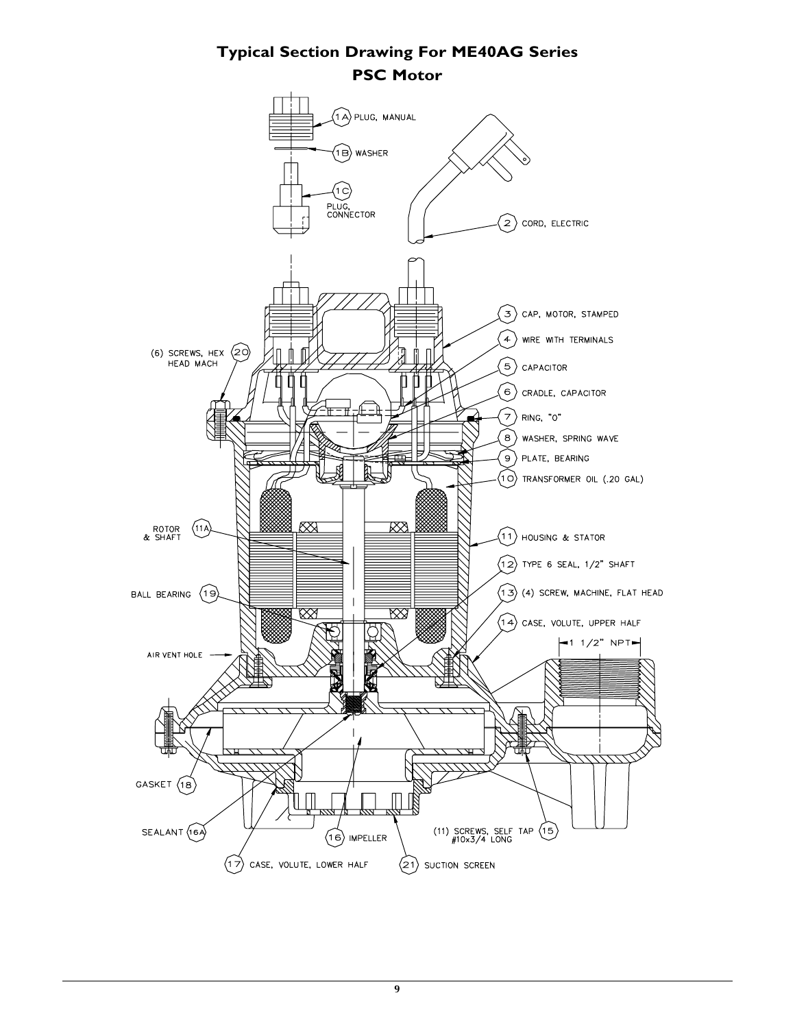# Typical Section Drawing For ME40AG Series
## PSC Motor

- 1A PLUG, MANUAL
- 1B WASHER
- 1C PLUG, CONNECTOR
- 2 CORD, ELECTRIC
- 3 CAP, MOTOR, STAMPED
- 4 WIRE WITH TERMINALS
- 5 CAPACITOR
- 6 CRADLE, CAPACITOR
- 7 RING, "O"
- 8 WASHER, SPRING WAVE
- 9 PLATE, BEARING
- 10 TRANSFORMER OIL (.20 GAL)
- 11 HOUSING & STATOR
- 11A ROTOR & SHAFT
- 12 TYPE 6 SEAL, 1/2" SHAFT
- 13 (4) SCREW, MACHINE, FLAT HEAD
- 14 CASE, VOLUTE, UPPER HALF
- 15 (11) SCREWS, SELF TAP #10x3/4 LONG
- 16 IMPELLER
- 16A SEALANT
- 17 CASE, VOLUTE, LOWER HALF
- 18 GASKET
- 19 BALL BEARING
- 20 (6) SCREWS, HEX HEAD MACH
- 21 SUCTION SCREEN

AIR VENT HOLE

1 1/2" NPT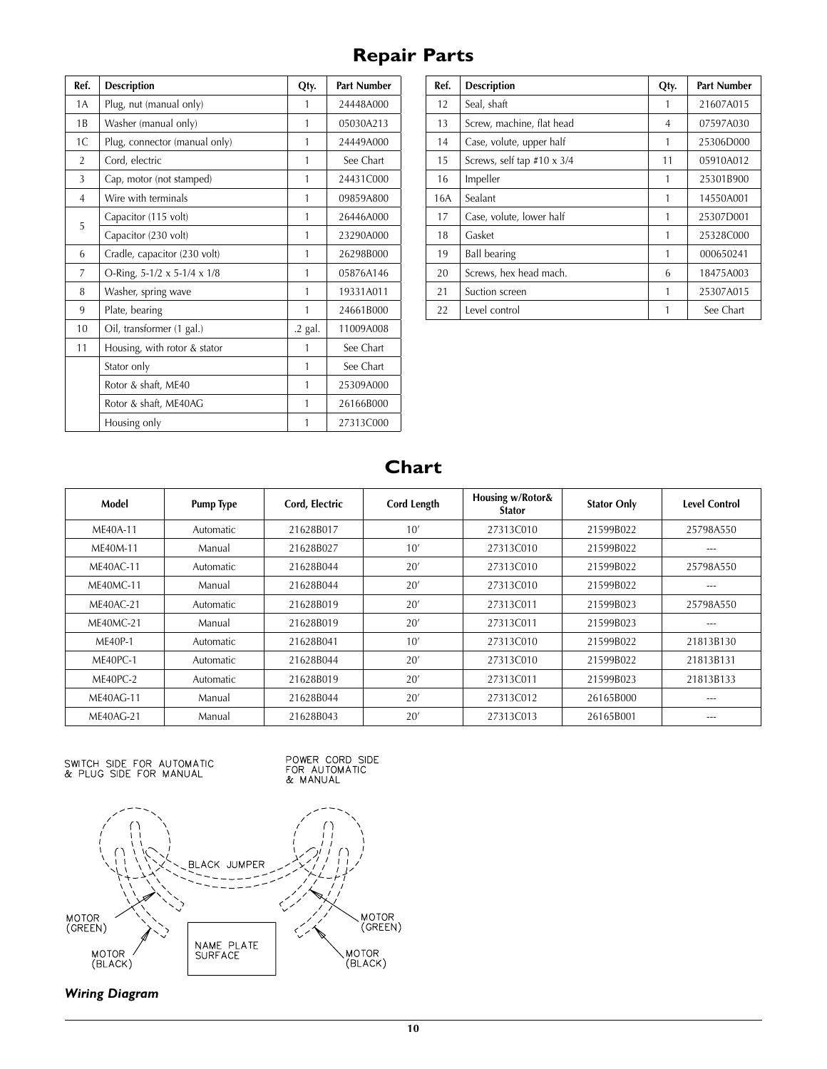# Repair Parts

| Ref. | Description | Qty. | Part Number |
|---|---|---|---|
| 1A | Plug, nut (manual only) | 1 | 24448A000 |
| 1B | Washer (manual only) | 1 | 05030A213 |
| 1C | Plug, connector (manual only) | 1 | 24449A000 |
| 2 | Cord, electric | 1 | See Chart |
| 3 | Cap, motor (not stamped) | 1 | 24431C000 |
| 4 | Wire with terminals | 1 | 09859A800 |
| 5 | Capacitor (115 volt) | 1 | 26446A000 |
| | Capacitor (230 volt) | 1 | 23290A000 |
| 6 | Cradle, capacitor (230 volt) | 1 | 26298B000 |
| 7 | O-Ring, 5-1/2 x 5-1/4 x 1/8 | 1 | 05876A146 |
| 8 | Washer, spring wave | 1 | 19331A011 |
| 9 | Plate, bearing | 1 | 24661B000 |
| 10 | Oil, transformer (1 gal.) | .2 gal. | 11009A008 |
| 11 | Housing, with rotor & stator | 1 | See Chart |
| | Stator only | 1 | See Chart |
| | Rotor & shaft, ME40 | 1 | 25309A000 |
| | Rotor & shaft, ME40AG | 1 | 26166B000 |
| | Housing only | 1 | 27313C000 |
| 12 | Seal, shaft | 1 | 21607A015 |
| 13 | Screw, machine, flat head | 4 | 07597A030 |
| 14 | Case, volute, upper half | 1 | 25306D000 |
| 15 | Screws, self tap #10 x 3/4 | 11 | 05910A012 |
| 16 | Impeller | 1 | 25301B900 |
| 16A | Sealant | 1 | 14550A001 |
| 17 | Case, volute, lower half | 1 | 25307D001 |
| 18 | Gasket | 1 | 25328C000 |
| 19 | Ball bearing | 1 | 000650241 |
| 20 | Screws, hex head mach. | 6 | 18475A003 |
| 21 | Suction screen | 1 | 25307A015 |
| 22 | Level control | 1 | See Chart |

# Chart

| Model | Pump Type | Cord, Electric | Cord Length | Housing w/Rotor& Stator | Stator Only | Level Control |
|---|---|---|---|---|---|---|
| ME40A-11 | Automatic | 21628B017 | 10′ | 27313C010 | 21599B022 | 25798A550 |
| ME40M-11 | Manual | 21628B027 | 10′ | 27313C010 | 21599B022 | --- |
| ME40AC-11 | Automatic | 21628B044 | 20′ | 27313C010 | 21599B022 | 25798A550 |
| ME40MC-11 | Manual | 21628B044 | 20′ | 27313C010 | 21599B022 | --- |
| ME40AC-21 | Automatic | 21628B019 | 20′ | 27313C011 | 21599B023 | 25798A550 |
| ME40MC-21 | Manual | 21628B019 | 20′ | 27313C011 | 21599B023 | --- |
| ME40P-1 | Automatic | 21628B041 | 10′ | 27313C010 | 21599B022 | 21813B130 |
| ME40PC-1 | Automatic | 21628B044 | 20′ | 27313C010 | 21599B022 | 21813B131 |
| ME40PC-2 | Automatic | 21628B019 | 20′ | 27313C011 | 21599B023 | 21813B133 |
| ME40AG-11 | Manual | 21628B044 | 20′ | 27313C012 | 26165B000 | --- |
| ME40AG-21 | Manual | 21628B043 | 20′ | 27313C013 | 26165B001 | --- |

SWITCH SIDE FOR AUTOMATIC & PLUG SIDE FOR MANUAL

POWER CORD SIDE FOR AUTOMATIC & MANUAL

BLACK JUMPER

MOTOR (GREEN)

MOTOR (BLACK)

NAME PLATE SURFACE

MOTOR (GREEN)

MOTOR (BLACK)

***Wiring Diagram***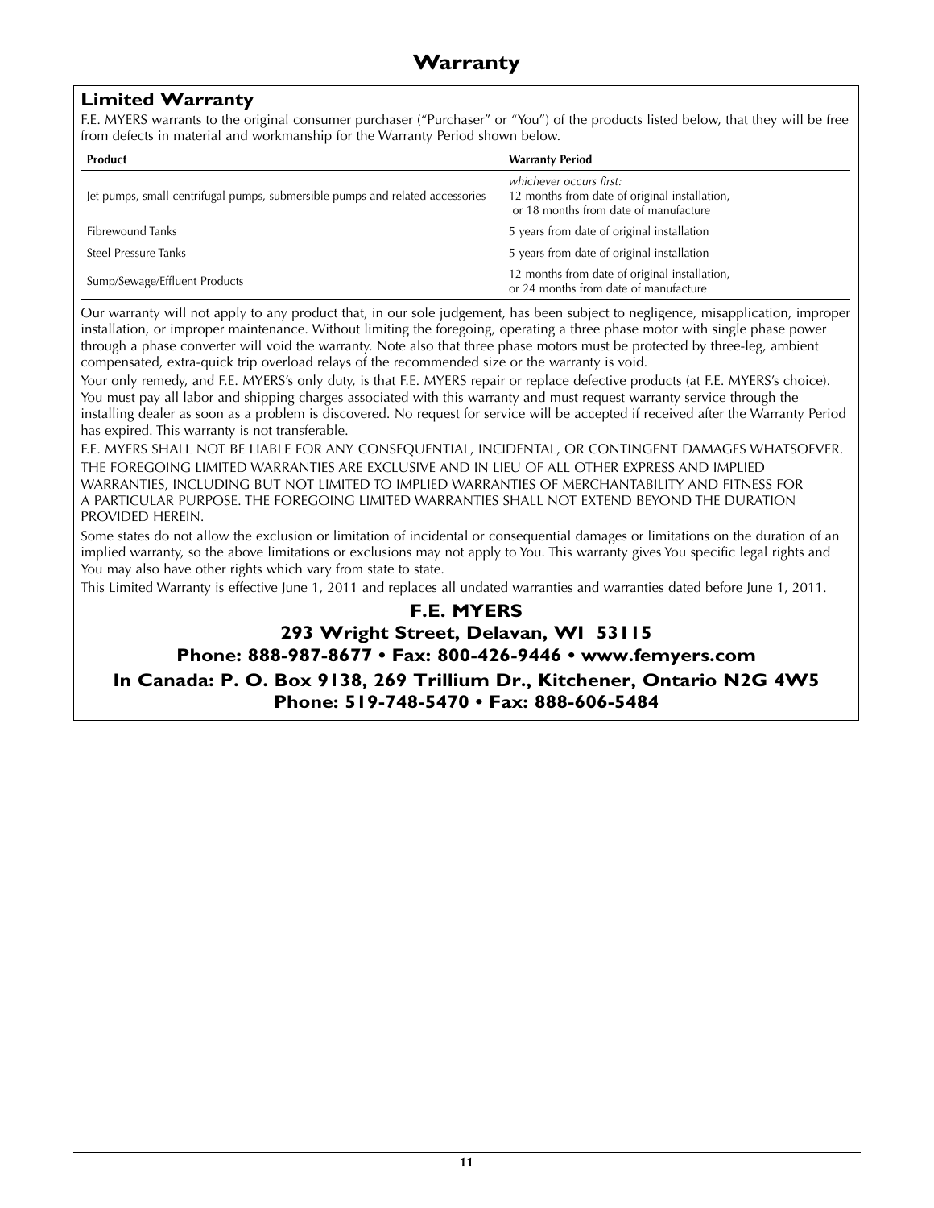# Warranty

## Limited Warranty

F.E. MYERS warrants to the original consumer purchaser ("Purchaser" or "You") of the products listed below, that they will be free from defects in material and workmanship for the Warranty Period shown below.

| Product | Warranty Period |
|---|---|
| Jet pumps, small centrifugal pumps, submersible pumps and related accessories | *whichever occurs first:* 12 months from date of original installation, or 18 months from date of manufacture |
| Fibrewound Tanks | 5 years from date of original installation |
| Steel Pressure Tanks | 5 years from date of original installation |
| Sump/Sewage/Effluent Products | 12 months from date of original installation, or 24 months from date of manufacture |

Our warranty will not apply to any product that, in our sole judgement, has been subject to negligence, misapplication, improper installation, or improper maintenance. Without limiting the foregoing, operating a three phase motor with single phase power through a phase converter will void the warranty. Note also that three phase motors must be protected by three-leg, ambient compensated, extra-quick trip overload relays of the recommended size or the warranty is void.

Your only remedy, and F.E. MYERS's only duty, is that F.E. MYERS repair or replace defective products (at F.E. MYERS's choice). You must pay all labor and shipping charges associated with this warranty and must request warranty service through the installing dealer as soon as a problem is discovered. No request for service will be accepted if received after the Warranty Period has expired. This warranty is not transferable.

F.E. MYERS SHALL NOT BE LIABLE FOR ANY CONSEQUENTIAL, INCIDENTAL, OR CONTINGENT DAMAGES WHATSOEVER.

THE FOREGOING LIMITED WARRANTIES ARE EXCLUSIVE AND IN LIEU OF ALL OTHER EXPRESS AND IMPLIED WARRANTIES, INCLUDING BUT NOT LIMITED TO IMPLIED WARRANTIES OF MERCHANTABILITY AND FITNESS FOR A PARTICULAR PURPOSE. THE FOREGOING LIMITED WARRANTIES SHALL NOT EXTEND BEYOND THE DURATION PROVIDED HEREIN.

Some states do not allow the exclusion or limitation of incidental or consequential damages or limitations on the duration of an implied warranty, so the above limitations or exclusions may not apply to You. This warranty gives You specific legal rights and You may also have other rights which vary from state to state.

This Limited Warranty is effective June 1, 2011 and replaces all undated warranties and warranties dated before June 1, 2011.

**F.E. MYERS**

**293 Wright Street, Delavan, WI 53115**

**Phone: 888-987-8677 • Fax: 800-426-9446 • www.femyers.com**

**In Canada: P. O. Box 9138, 269 Trillium Dr., Kitchener, Ontario N2G 4W5**

**Phone: 519-748-5470 • Fax: 888-606-5484**